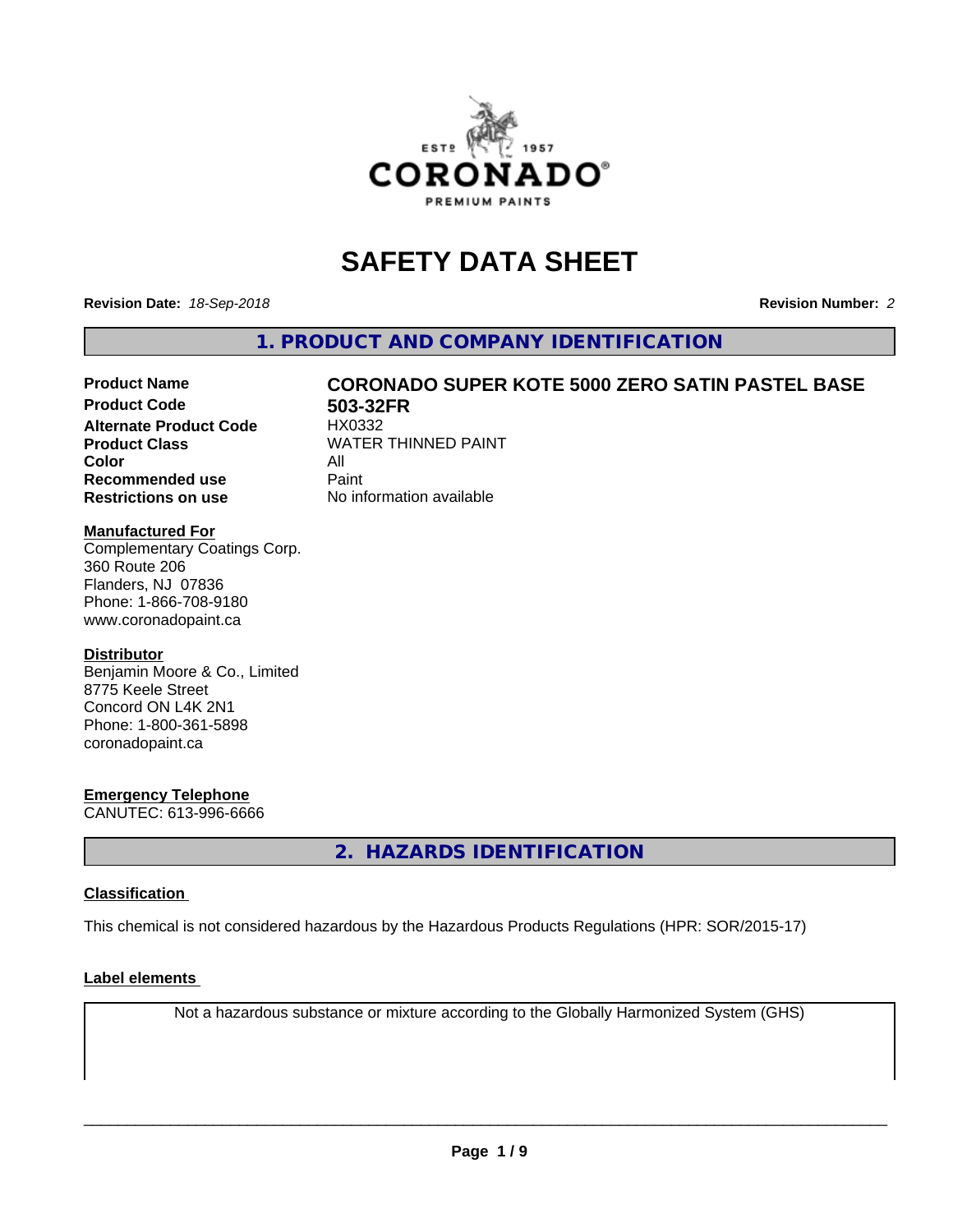# SAFETY DATA SHEET

**Revision Date:** *18-Sep-2018* **Revision Number:** *2*

## 1. PRODUCT AND COMPANY IDENTIFICATION

| | |
|---|---|
| **Product Name** | **CORONADO SUPER KOTE 5000 ZERO SATIN PASTEL BASE** |
| **Product Code** | **503-32FR** |
| **Alternate Product Code** | HX0332 |
| **Product Class** | WATER THINNED PAINT |
| **Color** | All |
| **Recommended use** | Paint |
| **Restrictions on use** | No information available |

**Manufactured For**
Complementary Coatings Corp.
360 Route 206
Flanders, NJ 07836
Phone: 1-866-708-9180
www.coronadopaint.ca

**Distributor**
Benjamin Moore & Co., Limited
8775 Keele Street
Concord ON L4K 2N1
Phone: 1-800-361-5898
coronadopaint.ca

**Emergency Telephone**
CANUTEC: 613-996-6666

## 2. HAZARDS IDENTIFICATION

**Classification**

This chemical is not considered hazardous by the Hazardous Products Regulations (HPR: SOR/2015-17)

**Label elements**

Not a hazardous substance or mixture according to the Globally Harmonized System (GHS)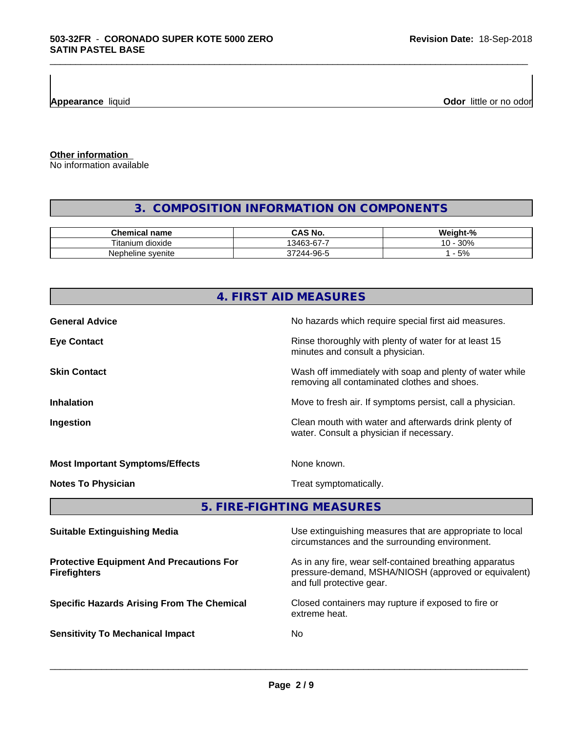**Appearance** liquid **Odor** little or no odor

**Other information**
No information available

## 3. COMPOSITION INFORMATION ON COMPONENTS

| Chemical name | CAS No. | Weight-% |
|---|---|---|
| Titanium dioxide | 13463-67-7 | 10 - 30% |
| Nepheline syenite | 37244-96-5 | 1 - 5% |

## 4. FIRST AID MEASURES

**General Advice** No hazards which require special first aid measures.

**Eye Contact** Rinse thoroughly with plenty of water for at least 15 minutes and consult a physician.

**Skin Contact** Wash off immediately with soap and plenty of water while removing all contaminated clothes and shoes.

**Inhalation** Move to fresh air. If symptoms persist, call a physician.

**Ingestion** Clean mouth with water and afterwards drink plenty of water. Consult a physician if necessary.

**Most Important Symptoms/Effects** None known.

**Notes To Physician** Treat symptomatically.

## 5. FIRE-FIGHTING MEASURES

**Suitable Extinguishing Media** Use extinguishing measures that are appropriate to local circumstances and the surrounding environment.

**Protective Equipment And Precautions For Firefighters** As in any fire, wear self-contained breathing apparatus pressure-demand, MSHA/NIOSH (approved or equivalent) and full protective gear.

**Specific Hazards Arising From The Chemical** Closed containers may rupture if exposed to fire or extreme heat.

**Sensitivity To Mechanical Impact** No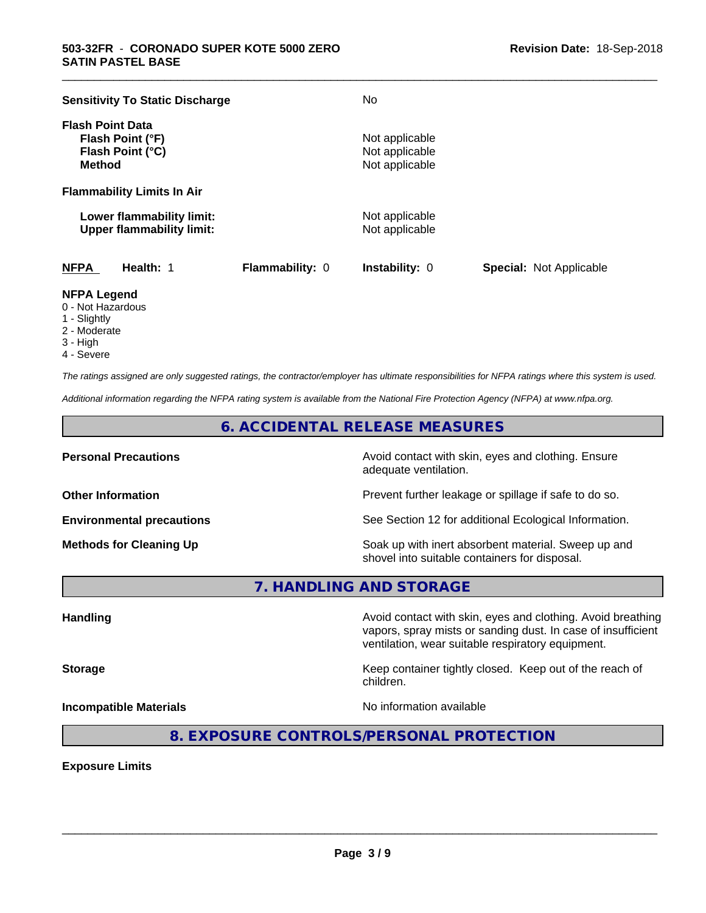**Sensitivity To Static Discharge** No

**Flash Point Data**

| | |
|---|---|
| **Flash Point (°F)** | Not applicable |
| **Flash Point (°C)** | Not applicable |
| **Method** | Not applicable |

**Flammability Limits In Air**

| | |
|---|---|
| **Lower flammability limit:** | Not applicable |
| **Upper flammability limit:** | Not applicable |

| **NFPA** | **Health:** 1 | **Flammability:** 0 | **Instability:** 0 | **Special:** Not Applicable |
|---|---|---|---|---|

**NFPA Legend**
- 0 - Not Hazardous
- 1 - Slightly
- 2 - Moderate
- 3 - High
- 4 - Severe

*The ratings assigned are only suggested ratings, the contractor/employer has ultimate responsibilities for NFPA ratings where this system is used.*

*Additional information regarding the NFPA rating system is available from the National Fire Protection Agency (NFPA) at www.nfpa.org.*

## 6. ACCIDENTAL RELEASE MEASURES

| | |
|---|---|
| **Personal Precautions** | Avoid contact with skin, eyes and clothing. Ensure adequate ventilation. |
| **Other Information** | Prevent further leakage or spillage if safe to do so. |
| **Environmental precautions** | See Section 12 for additional Ecological Information. |
| **Methods for Cleaning Up** | Soak up with inert absorbent material. Sweep up and shovel into suitable containers for disposal. |

## 7. HANDLING AND STORAGE

| | |
|---|---|
| **Handling** | Avoid contact with skin, eyes and clothing. Avoid breathing vapors, spray mists or sanding dust. In case of insufficient ventilation, wear suitable respiratory equipment. |
| **Storage** | Keep container tightly closed. Keep out of the reach of children. |
| **Incompatible Materials** | No information available |

## 8. EXPOSURE CONTROLS/PERSONAL PROTECTION

**Exposure Limits**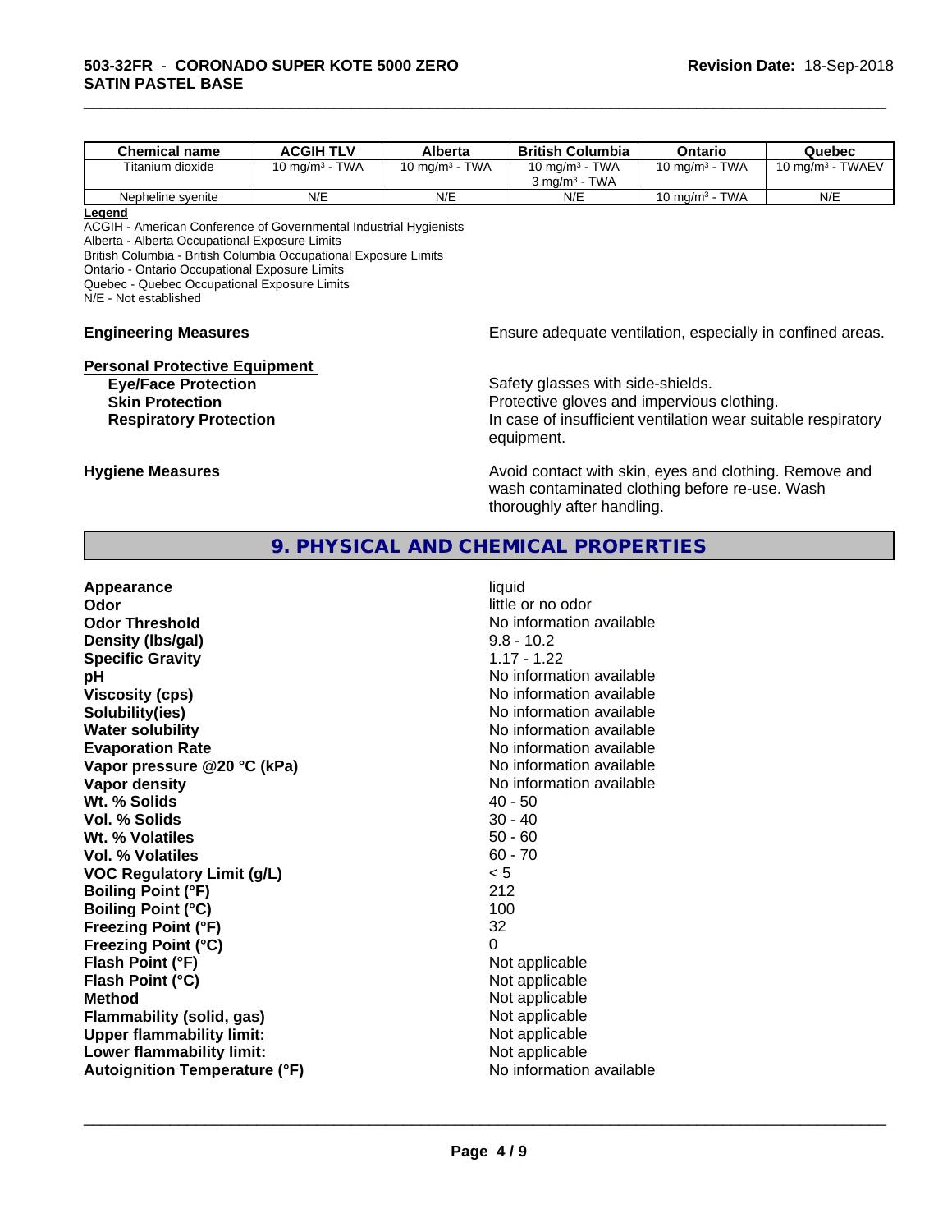| Chemical name | ACGIH TLV | Alberta | British Columbia | Ontario | Quebec |
| --- | --- | --- | --- | --- | --- |
| Titanium dioxide | 10 mg/m³ - TWA | 10 mg/m³ - TWA | 10 mg/m³ - TWA<br>3 mg/m³ - TWA | 10 mg/m³ - TWA | 10 mg/m³ - TWAEV |
| Nepheline syenite | N/E | N/E | N/E | 10 mg/m³ - TWA | N/E |

**Legend**

ACGIH - American Conference of Governmental Industrial Hygienists
Alberta - Alberta Occupational Exposure Limits
British Columbia - British Columbia Occupational Exposure Limits
Ontario - Ontario Occupational Exposure Limits
Quebec - Quebec Occupational Exposure Limits
N/E - Not established

**Engineering Measures** Ensure adequate ventilation, especially in confined areas.

**Personal Protective Equipment**

**Eye/Face Protection** Safety glasses with side-shields.

**Skin Protection** Protective gloves and impervious clothing.

**Respiratory Protection** In case of insufficient ventilation wear suitable respiratory equipment.

**Hygiene Measures** Avoid contact with skin, eyes and clothing. Remove and wash contaminated clothing before re-use. Wash thoroughly after handling.

## 9. PHYSICAL AND CHEMICAL PROPERTIES

| | |
| --- | --- |
| **Appearance** | liquid |
| **Odor** | little or no odor |
| **Odor Threshold** | No information available |
| **Density (lbs/gal)** | 9.8 - 10.2 |
| **Specific Gravity** | 1.17 - 1.22 |
| **pH** | No information available |
| **Viscosity (cps)** | No information available |
| **Solubility(ies)** | No information available |
| **Water solubility** | No information available |
| **Evaporation Rate** | No information available |
| **Vapor pressure @20 °C (kPa)** | No information available |
| **Vapor density** | No information available |
| **Wt. % Solids** | 40 - 50 |
| **Vol. % Solids** | 30 - 40 |
| **Wt. % Volatiles** | 50 - 60 |
| **Vol. % Volatiles** | 60 - 70 |
| **VOC Regulatory Limit (g/L)** | < 5 |
| **Boiling Point (°F)** | 212 |
| **Boiling Point (°C)** | 100 |
| **Freezing Point (°F)** | 32 |
| **Freezing Point (°C)** | 0 |
| **Flash Point (°F)** | Not applicable |
| **Flash Point (°C)** | Not applicable |
| **Method** | Not applicable |
| **Flammability (solid, gas)** | Not applicable |
| **Upper flammability limit:** | Not applicable |
| **Lower flammability limit:** | Not applicable |
| **Autoignition Temperature (°F)** | No information available |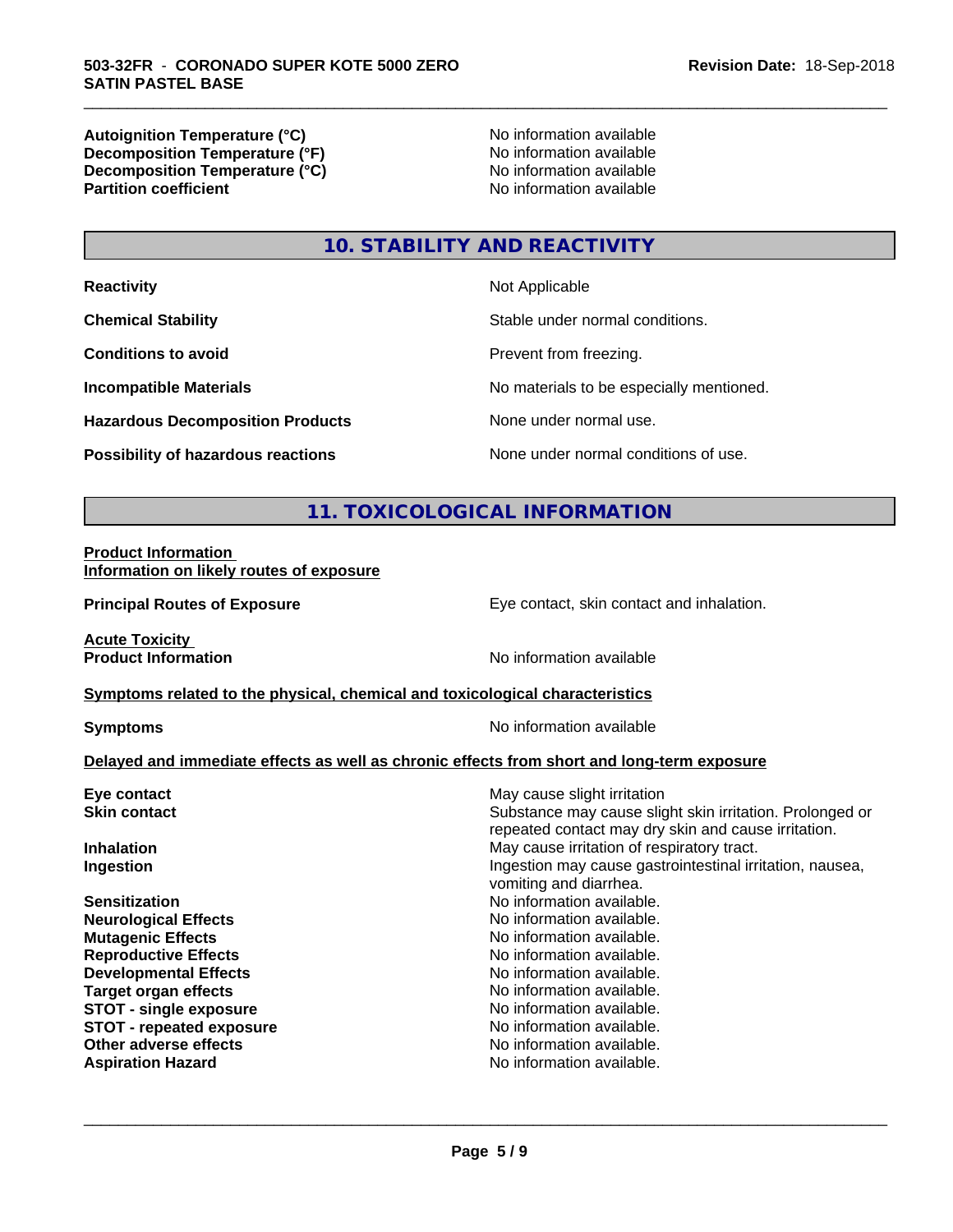| | |
|---|---|
| **Autoignition Temperature (°C)** | No information available |
| **Decomposition Temperature (°F)** | No information available |
| **Decomposition Temperature (°C)** | No information available |
| **Partition coefficient** | No information available |

## 10. STABILITY AND REACTIVITY

| | |
|---|---|
| **Reactivity** | Not Applicable |
| **Chemical Stability** | Stable under normal conditions. |
| **Conditions to avoid** | Prevent from freezing. |
| **Incompatible Materials** | No materials to be especially mentioned. |
| **Hazardous Decomposition Products** | None under normal use. |
| **Possibility of hazardous reactions** | None under normal conditions of use. |

## 11. TOXICOLOGICAL INFORMATION

**Product Information**
**Information on likely routes of exposure**

**Principal Routes of Exposure** — Eye contact, skin contact and inhalation.

**Acute Toxicity**
**Product Information** — No information available

**Symptoms related to the physical, chemical and toxicological characteristics**

**Symptoms** — No information available

**Delayed and immediate effects as well as chronic effects from short and long-term exposure**

| | |
|---|---|
| **Eye contact** | May cause slight irritation |
| **Skin contact** | Substance may cause slight skin irritation. Prolonged or repeated contact may dry skin and cause irritation. |
| **Inhalation** | May cause irritation of respiratory tract. |
| **Ingestion** | Ingestion may cause gastrointestinal irritation, nausea, vomiting and diarrhea. |
| **Sensitization** | No information available. |
| **Neurological Effects** | No information available. |
| **Mutagenic Effects** | No information available. |
| **Reproductive Effects** | No information available. |
| **Developmental Effects** | No information available. |
| **Target organ effects** | No information available. |
| **STOT - single exposure** | No information available. |
| **STOT - repeated exposure** | No information available. |
| **Other adverse effects** | No information available. |
| **Aspiration Hazard** | No information available. |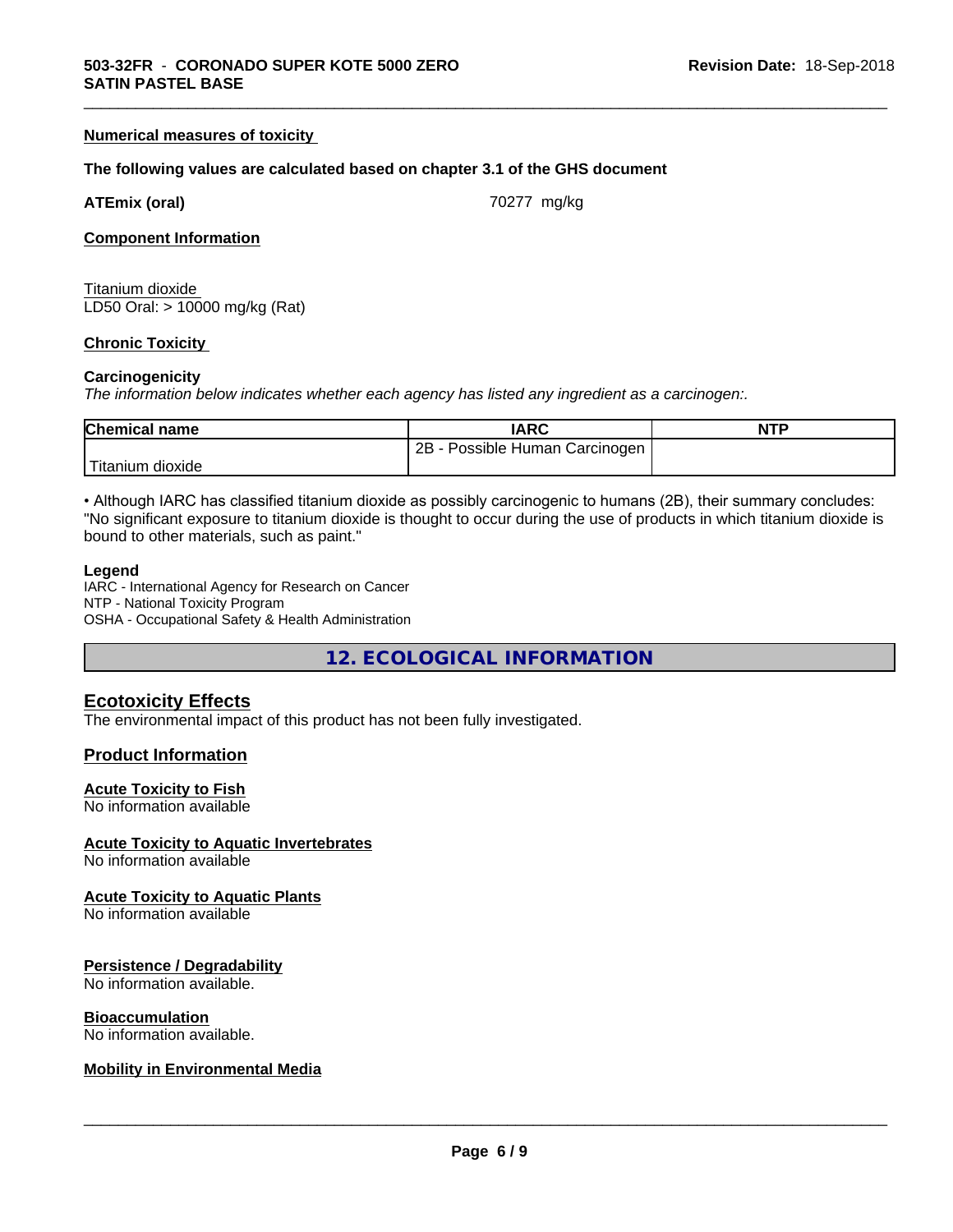#### Numerical measures of toxicity

**The following values are calculated based on chapter 3.1 of the GHS document**

**ATEmix (oral)** 70277 mg/kg

#### Component Information

Titanium dioxide
LD50 Oral: > 10000 mg/kg (Rat)

#### Chronic Toxicity

**Carcinogenicity**
*The information below indicates whether each agency has listed any ingredient as a carcinogen:.*

| Chemical name | IARC | NTP |
|---|---|---|
| Titanium dioxide | 2B - Possible Human Carcinogen | |

• Although IARC has classified titanium dioxide as possibly carcinogenic to humans (2B), their summary concludes: "No significant exposure to titanium dioxide is thought to occur during the use of products in which titanium dioxide is bound to other materials, such as paint."

**Legend**
IARC - International Agency for Research on Cancer
NTP - National Toxicity Program
OSHA - Occupational Safety & Health Administration

## 12. ECOLOGICAL INFORMATION

### Ecotoxicity Effects
The environmental impact of this product has not been fully investigated.

### Product Information

#### Acute Toxicity to Fish
No information available

#### Acute Toxicity to Aquatic Invertebrates
No information available

#### Acute Toxicity to Aquatic Plants
No information available

#### Persistence / Degradability
No information available.

#### Bioaccumulation
No information available.

#### Mobility in Environmental Media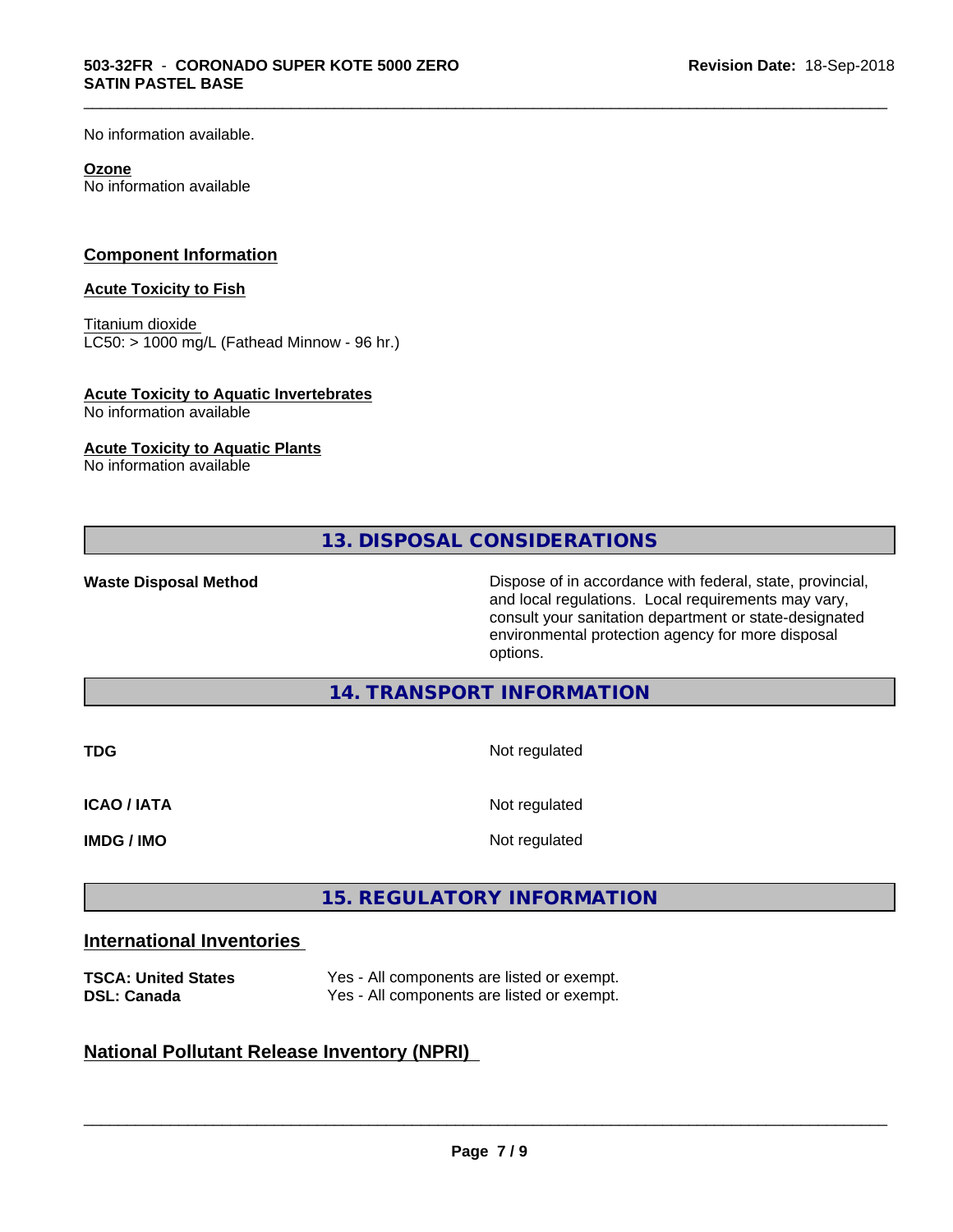No information available.

**Ozone**
No information available

## Component Information

**Acute Toxicity to Fish**

Titanium dioxide
LC50: > 1000 mg/L (Fathead Minnow - 96 hr.)

**Acute Toxicity to Aquatic Invertebrates**
No information available

**Acute Toxicity to Aquatic Plants**
No information available

## 13. DISPOSAL CONSIDERATIONS

| | |
|---|---|
| **Waste Disposal Method** | Dispose of in accordance with federal, state, provincial, and local regulations. Local requirements may vary, consult your sanitation department or state-designated environmental protection agency for more disposal options. |

## 14. TRANSPORT INFORMATION

| | |
|---|---|
| **TDG** | Not regulated |
| **ICAO / IATA** | Not regulated |
| **IMDG / IMO** | Not regulated |

## 15. REGULATORY INFORMATION

### International Inventories

| | |
|---|---|
| **TSCA: United States** | Yes - All components are listed or exempt. |
| **DSL: Canada** | Yes - All components are listed or exempt. |

### National Pollutant Release Inventory (NPRI)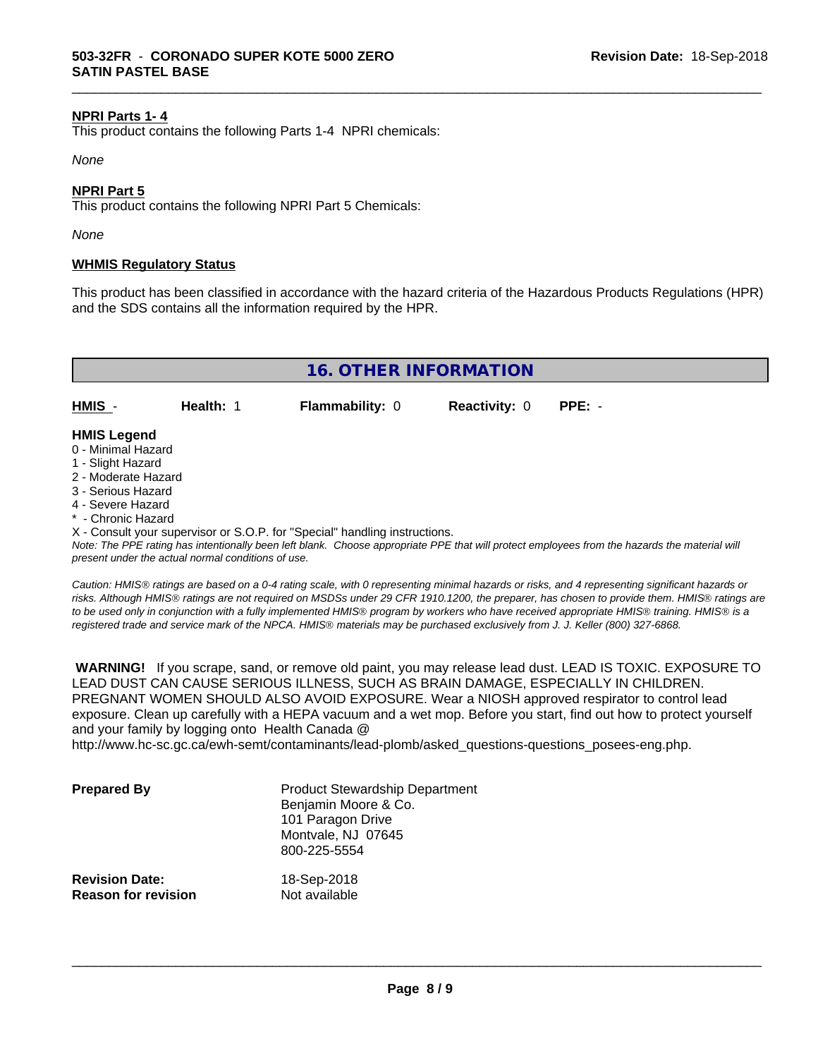**NPRI Parts 1- 4**

This product contains the following Parts 1-4 NPRI chemicals:

*None*

**NPRI Part 5**

This product contains the following NPRI Part 5 Chemicals:

*None*

**WHMIS Regulatory Status**

This product has been classified in accordance with the hazard criteria of the Hazardous Products Regulations (HPR) and the SDS contains all the information required by the HPR.

## 16. OTHER INFORMATION

| **HMIS** - | **Health:** 1 | **Flammability:** 0 | **Reactivity:** 0 | **PPE:** - |
|---|---|---|---|---|

**HMIS Legend**

0 - Minimal Hazard
1 - Slight Hazard
2 - Moderate Hazard
3 - Serious Hazard
4 - Severe Hazard
* - Chronic Hazard
X - Consult your supervisor or S.O.P. for "Special" handling instructions.

*Note: The PPE rating has intentionally been left blank. Choose appropriate PPE that will protect employees from the hazards the material will present under the actual normal conditions of use.*

*Caution: HMIS® ratings are based on a 0-4 rating scale, with 0 representing minimal hazards or risks, and 4 representing significant hazards or risks. Although HMIS® ratings are not required on MSDSs under 29 CFR 1910.1200, the preparer, has chosen to provide them. HMIS® ratings are to be used only in conjunction with a fully implemented HMIS® program by workers who have received appropriate HMIS® training. HMIS® is a registered trade and service mark of the NPCA. HMIS® materials may be purchased exclusively from J. J. Keller (800) 327-6868.*

**WARNING!** If you scrape, sand, or remove old paint, you may release lead dust. LEAD IS TOXIC. EXPOSURE TO LEAD DUST CAN CAUSE SERIOUS ILLNESS, SUCH AS BRAIN DAMAGE, ESPECIALLY IN CHILDREN. PREGNANT WOMEN SHOULD ALSO AVOID EXPOSURE. Wear a NIOSH approved respirator to control lead exposure. Clean up carefully with a HEPA vacuum and a wet mop. Before you start, find out how to protect yourself and your family by logging onto Health Canada @ http://www.hc-sc.gc.ca/ewh-semt/contaminants/lead-plomb/asked_questions-questions_posees-eng.php.

**Prepared By**
Product Stewardship Department
Benjamin Moore & Co.
101 Paragon Drive
Montvale, NJ 07645
800-225-5554

**Revision Date:** 18-Sep-2018
**Reason for revision** Not available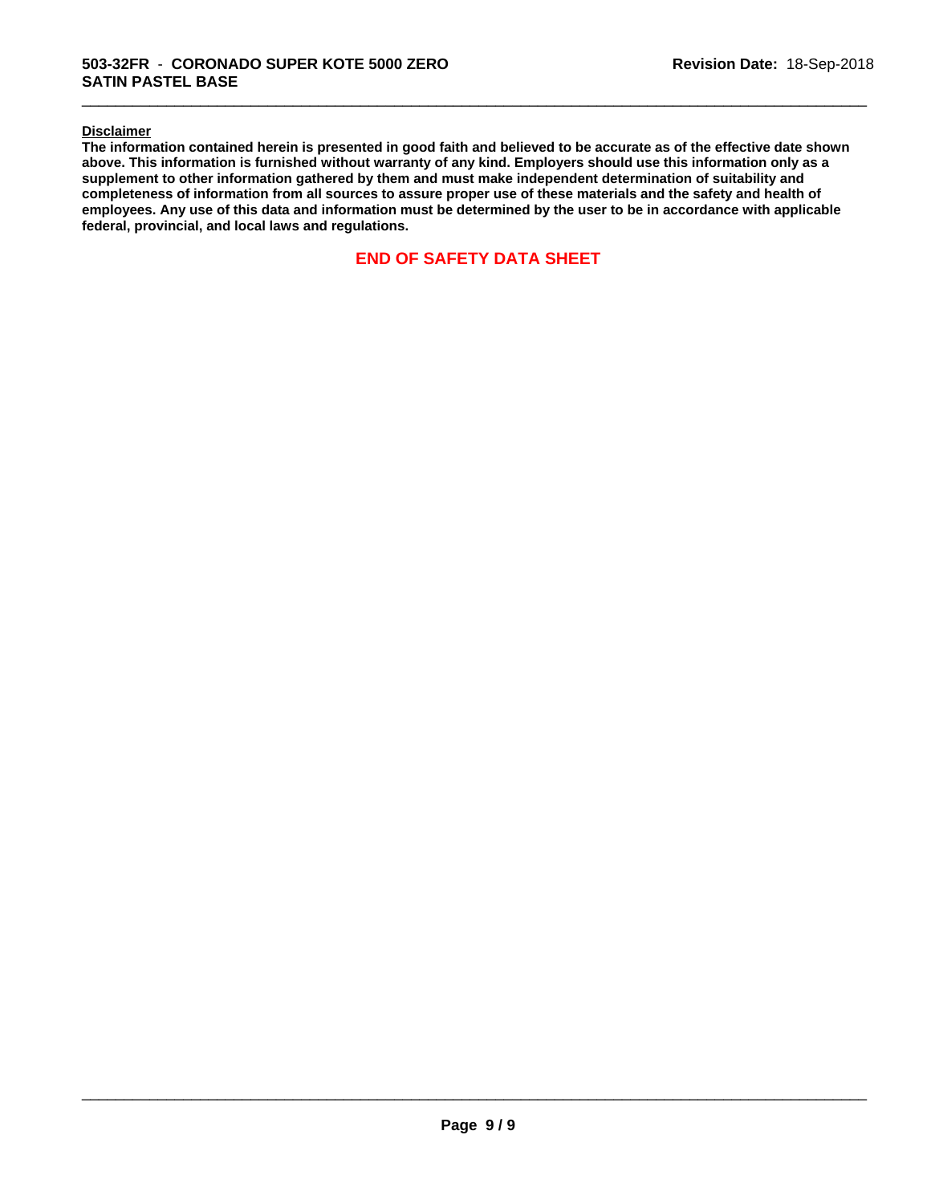#### Disclaimer

**The information contained herein is presented in good faith and believed to be accurate as of the effective date shown above. This information is furnished without warranty of any kind. Employers should use this information only as a supplement to other information gathered by them and must make independent determination of suitability and completeness of information from all sources to assure proper use of these materials and the safety and health of employees. Any use of this data and information must be determined by the user to be in accordance with applicable federal, provincial, and local laws and regulations.**

**END OF SAFETY DATA SHEET**